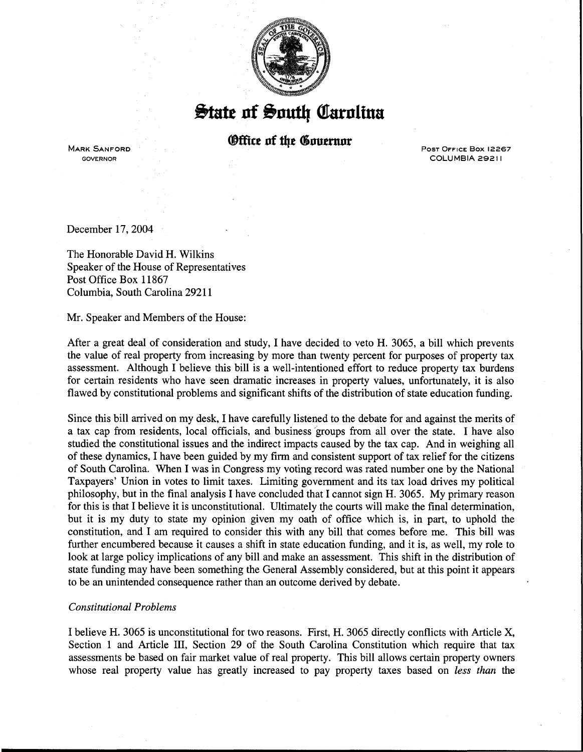# State of South Carolina

## Office of the Governor

MARK SANFORD
GOVERNOR

POST OFFICE BOX 12267
COLUMBIA 29211

December 17, 2004

The Honorable David H. Wilkins
Speaker of the House of Representatives
Post Office Box 11867
Columbia, South Carolina 29211

Mr. Speaker and Members of the House:

After a great deal of consideration and study, I have decided to veto H. 3065, a bill which prevents the value of real property from increasing by more than twenty percent for purposes of property tax assessment. Although I believe this bill is a well-intentioned effort to reduce property tax burdens for certain residents who have seen dramatic increases in property values, unfortunately, it is also flawed by constitutional problems and significant shifts of the distribution of state education funding.

Since this bill arrived on my desk, I have carefully listened to the debate for and against the merits of a tax cap from residents, local officials, and business groups from all over the state. I have also studied the constitutional issues and the indirect impacts caused by the tax cap. And in weighing all of these dynamics, I have been guided by my firm and consistent support of tax relief for the citizens of South Carolina. When I was in Congress my voting record was rated number one by the National Taxpayers' Union in votes to limit taxes. Limiting government and its tax load drives my political philosophy, but in the final analysis I have concluded that I cannot sign H. 3065. My primary reason for this is that I believe it is unconstitutional. Ultimately the courts will make the final determination, but it is my duty to state my opinion given my oath of office which is, in part, to uphold the constitution, and I am required to consider this with any bill that comes before me. This bill was further encumbered because it causes a shift in state education funding, and it is, as well, my role to look at large policy implications of any bill and make an assessment. This shift in the distribution of state funding may have been something the General Assembly considered, but at this point it appears to be an unintended consequence rather than an outcome derived by debate.

*Constitutional Problems*

I believe H. 3065 is unconstitutional for two reasons. First, H. 3065 directly conflicts with Article X, Section 1 and Article III, Section 29 of the South Carolina Constitution which require that tax assessments be based on fair market value of real property. This bill allows certain property owners whose real property value has greatly increased to pay property taxes based on *less than* the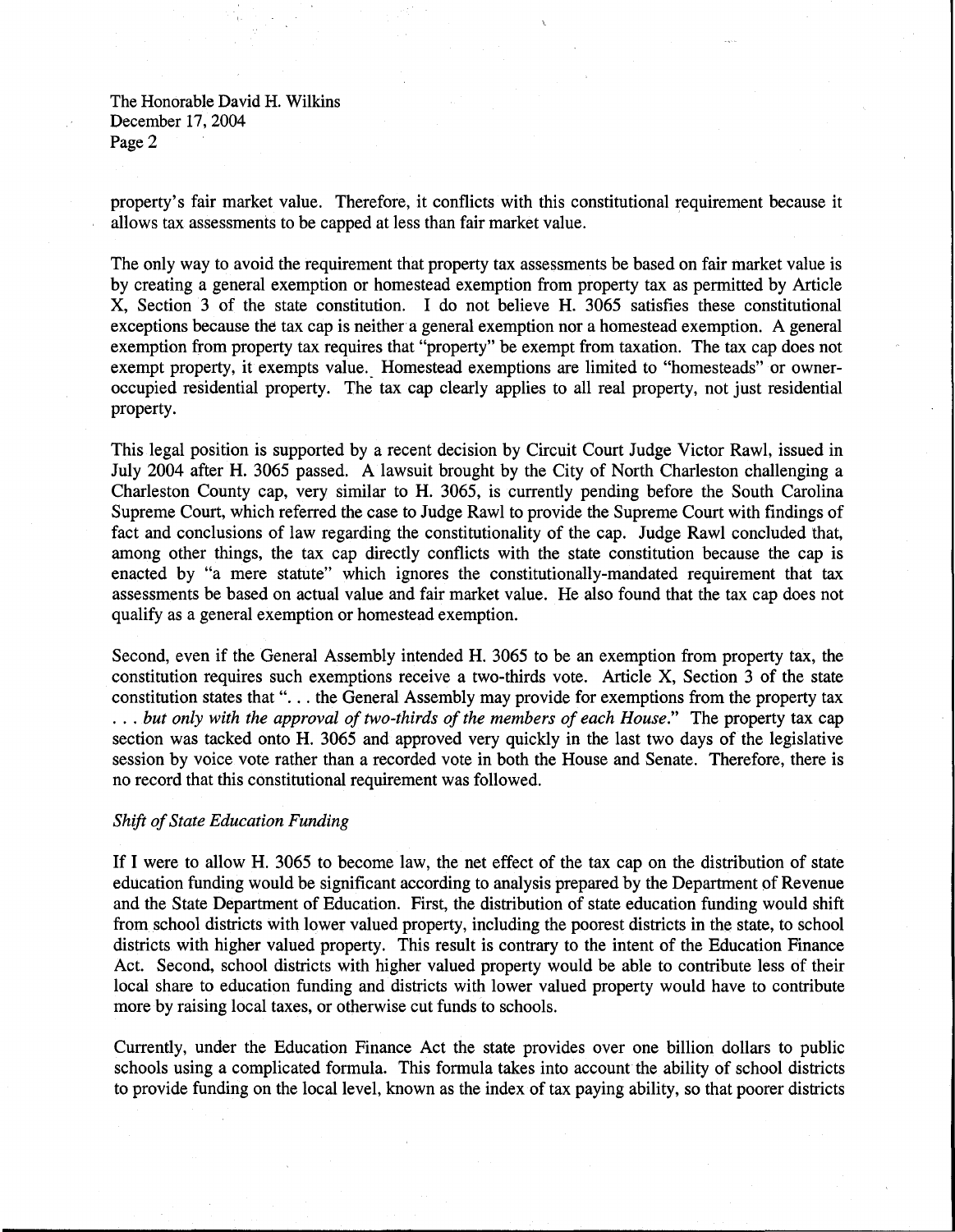property's fair market value. Therefore, it conflicts with this constitutional requirement because it allows tax assessments to be capped at less than fair market value.

The only way to avoid the requirement that property tax assessments be based on fair market value is by creating a general exemption or homestead exemption from property tax as permitted by Article X, Section 3 of the state constitution. I do not believe H. 3065 satisfies these constitutional exceptions because the tax cap is neither a general exemption nor a homestead exemption. A general exemption from property tax requires that "property" be exempt from taxation. The tax cap does not exempt property, it exempts value. Homestead exemptions are limited to "homesteads" or owner-occupied residential property. The tax cap clearly applies to all real property, not just residential property.

This legal position is supported by a recent decision by Circuit Court Judge Victor Rawl, issued in July 2004 after H. 3065 passed. A lawsuit brought by the City of North Charleston challenging a Charleston County cap, very similar to H. 3065, is currently pending before the South Carolina Supreme Court, which referred the case to Judge Rawl to provide the Supreme Court with findings of fact and conclusions of law regarding the constitutionality of the cap. Judge Rawl concluded that, among other things, the tax cap directly conflicts with the state constitution because the cap is enacted by "a mere statute" which ignores the constitutionally-mandated requirement that tax assessments be based on actual value and fair market value. He also found that the tax cap does not qualify as a general exemption or homestead exemption.

Second, even if the General Assembly intended H. 3065 to be an exemption from property tax, the constitution requires such exemptions receive a two-thirds vote. Article X, Section 3 of the state constitution states that ". . . the General Assembly may provide for exemptions from the property tax . . . *but only with the approval of two-thirds of the members of each House*." The property tax cap section was tacked onto H. 3065 and approved very quickly in the last two days of the legislative session by voice vote rather than a recorded vote in both the House and Senate. Therefore, there is no record that this constitutional requirement was followed.

*Shift of State Education Funding*

If I were to allow H. 3065 to become law, the net effect of the tax cap on the distribution of state education funding would be significant according to analysis prepared by the Department of Revenue and the State Department of Education. First, the distribution of state education funding would shift from school districts with lower valued property, including the poorest districts in the state, to school districts with higher valued property. This result is contrary to the intent of the Education Finance Act. Second, school districts with higher valued property would be able to contribute less of their local share to education funding and districts with lower valued property would have to contribute more by raising local taxes, or otherwise cut funds to schools.

Currently, under the Education Finance Act the state provides over one billion dollars to public schools using a complicated formula. This formula takes into account the ability of school districts to provide funding on the local level, known as the index of tax paying ability, so that poorer districts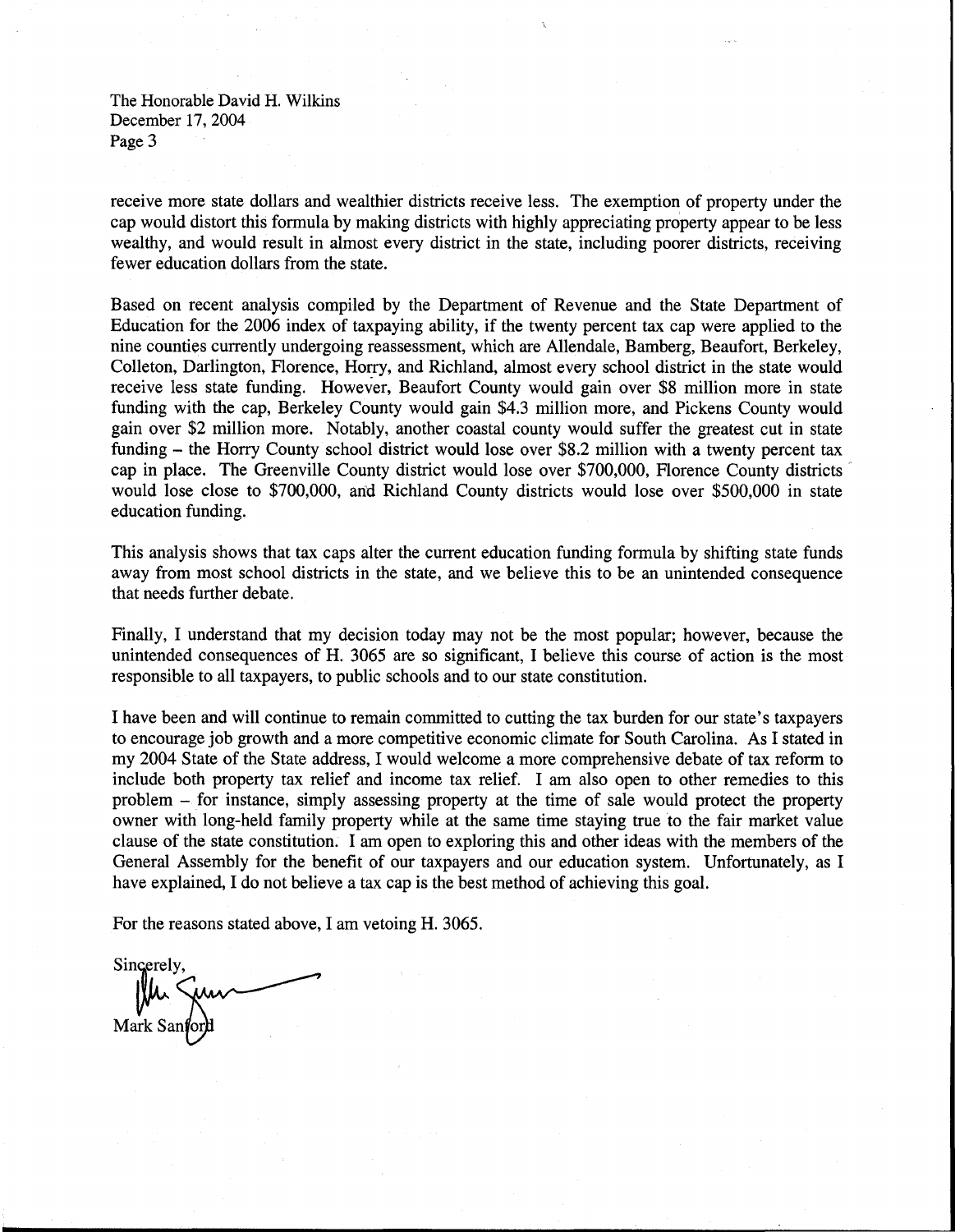receive more state dollars and wealthier districts receive less. The exemption of property under the cap would distort this formula by making districts with highly appreciating property appear to be less wealthy, and would result in almost every district in the state, including poorer districts, receiving fewer education dollars from the state.

Based on recent analysis compiled by the Department of Revenue and the State Department of Education for the 2006 index of taxpaying ability, if the twenty percent tax cap were applied to the nine counties currently undergoing reassessment, which are Allendale, Bamberg, Beaufort, Berkeley, Colleton, Darlington, Florence, Horry, and Richland, almost every school district in the state would receive less state funding. However, Beaufort County would gain over $8 million more in state funding with the cap, Berkeley County would gain $4.3 million more, and Pickens County would gain over $2 million more. Notably, another coastal county would suffer the greatest cut in state funding – the Horry County school district would lose over $8.2 million with a twenty percent tax cap in place. The Greenville County district would lose over $700,000, Florence County districts would lose close to $700,000, and Richland County districts would lose over $500,000 in state education funding.

This analysis shows that tax caps alter the current education funding formula by shifting state funds away from most school districts in the state, and we believe this to be an unintended consequence that needs further debate.

Finally, I understand that my decision today may not be the most popular; however, because the unintended consequences of H. 3065 are so significant, I believe this course of action is the most responsible to all taxpayers, to public schools and to our state constitution.

I have been and will continue to remain committed to cutting the tax burden for our state's taxpayers to encourage job growth and a more competitive economic climate for South Carolina. As I stated in my 2004 State of the State address, I would welcome a more comprehensive debate of tax reform to include both property tax relief and income tax relief. I am also open to other remedies to this problem – for instance, simply assessing property at the time of sale would protect the property owner with long-held family property while at the same time staying true to the fair market value clause of the state constitution. I am open to exploring this and other ideas with the members of the General Assembly for the benefit of our taxpayers and our education system. Unfortunately, as I have explained, I do not believe a tax cap is the best method of achieving this goal.

For the reasons stated above, I am vetoing H. 3065.

Sincerely,

Mark Sanford